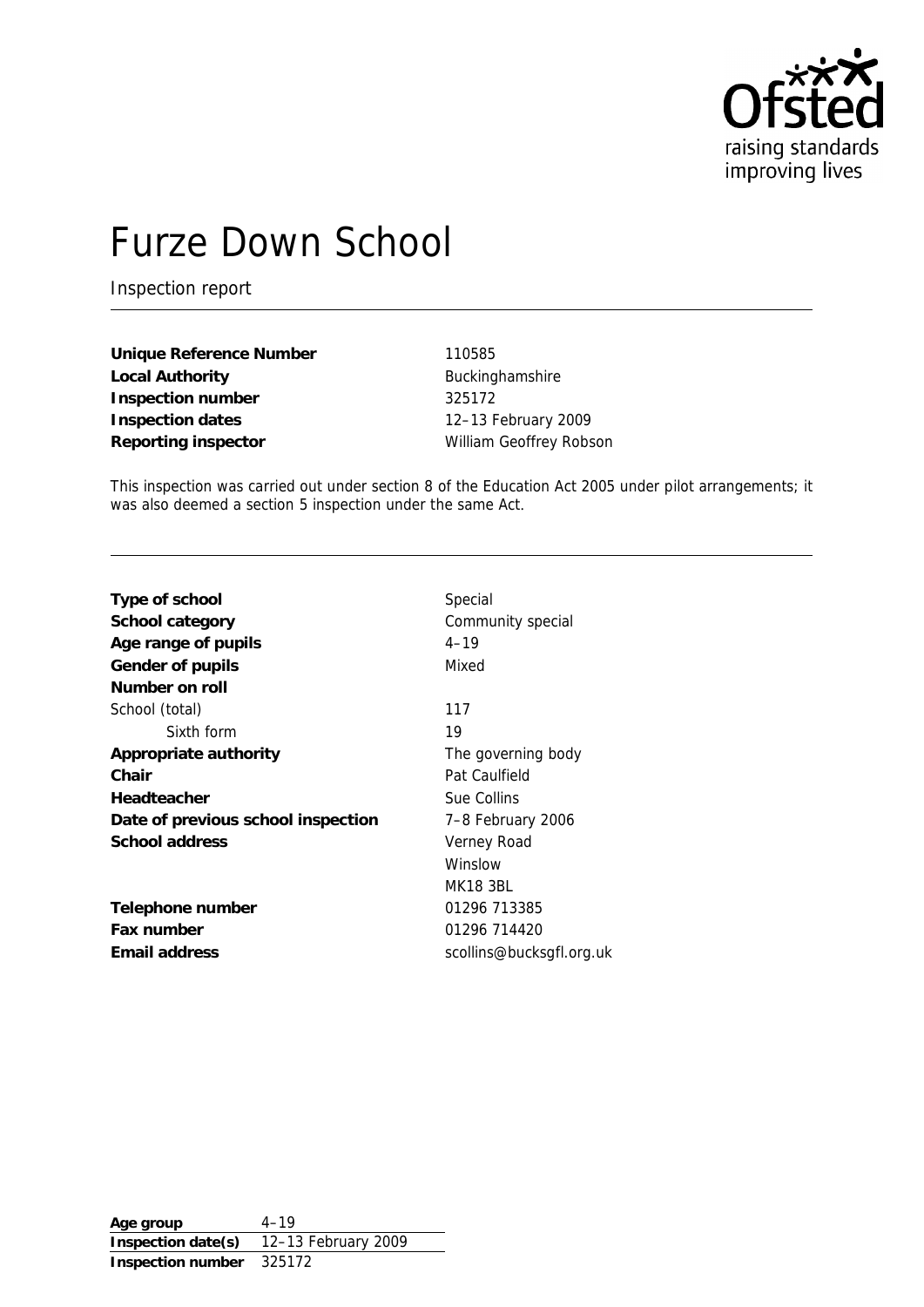# Furze Down School

Inspection report

| | |
|---|---|
| **Unique Reference Number** | 110585 |
| **Local Authority** | Buckinghamshire |
| **Inspection number** | 325172 |
| **Inspection dates** | 12–13 February 2009 |
| **Reporting inspector** | William Geoffrey Robson |

This inspection was carried out under section 8 of the Education Act 2005 under pilot arrangements; it was also deemed a section 5 inspection under the same Act.

| | |
|---|---|
| **Type of school** | Special |
| **School category** | Community special |
| **Age range of pupils** | 4–19 |
| **Gender of pupils** | Mixed |
| **Number on roll** | |
| School (total) | 117 |
| Sixth form | 19 |
| **Appropriate authority** | The governing body |
| **Chair** | Pat Caulfield |
| **Headteacher** | Sue Collins |
| **Date of previous school inspection** | 7–8 February 2006 |
| **School address** | Verney Road<br>Winslow<br>MK18 3BL |
| **Telephone number** | 01296 713385 |
| **Fax number** | 01296 714420 |
| **Email address** | scollins@bucksgfl.org.uk |

| | |
|---|---|
| **Age group** | 4–19 |
| **Inspection date(s)** | 12–13 February 2009 |
| **Inspection number** | 325172 |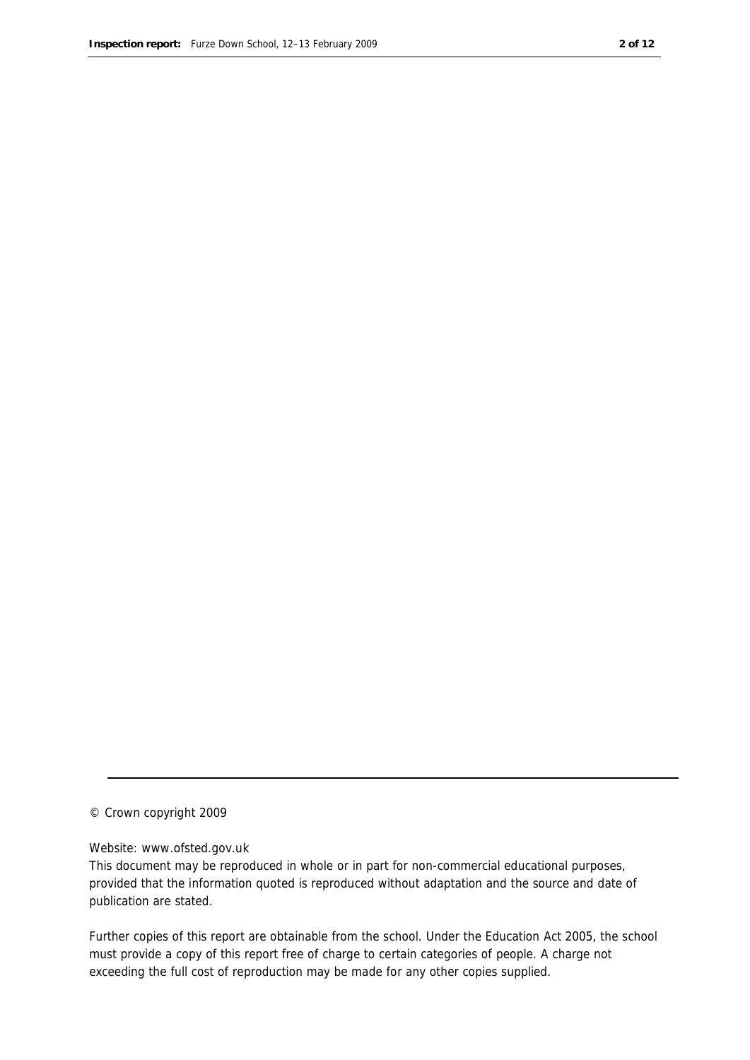© Crown copyright 2009

Website: www.ofsted.gov.uk

This document may be reproduced in whole or in part for non-commercial educational purposes, provided that the information quoted is reproduced without adaptation and the source and date of publication are stated.

Further copies of this report are obtainable from the school. Under the Education Act 2005, the school must provide a copy of this report free of charge to certain categories of people. A charge not exceeding the full cost of reproduction may be made for any other copies supplied.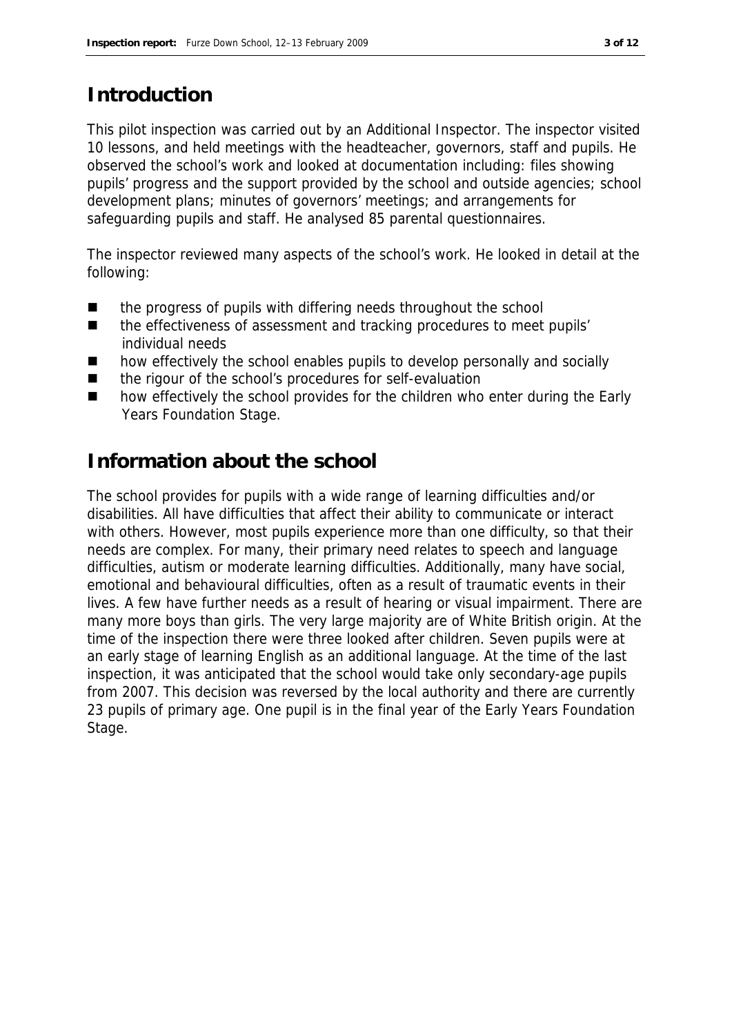## Introduction

This pilot inspection was carried out by an Additional Inspector. The inspector visited 10 lessons, and held meetings with the headteacher, governors, staff and pupils. He observed the school's work and looked at documentation including: files showing pupils' progress and the support provided by the school and outside agencies; school development plans; minutes of governors' meetings; and arrangements for safeguarding pupils and staff. He analysed 85 parental questionnaires.

The inspector reviewed many aspects of the school's work. He looked in detail at the following:

- the progress of pupils with differing needs throughout the school
- the effectiveness of assessment and tracking procedures to meet pupils' individual needs
- how effectively the school enables pupils to develop personally and socially
- the rigour of the school's procedures for self-evaluation
- how effectively the school provides for the children who enter during the Early Years Foundation Stage.

## Information about the school

The school provides for pupils with a wide range of learning difficulties and/or disabilities. All have difficulties that affect their ability to communicate or interact with others. However, most pupils experience more than one difficulty, so that their needs are complex. For many, their primary need relates to speech and language difficulties, autism or moderate learning difficulties. Additionally, many have social, emotional and behavioural difficulties, often as a result of traumatic events in their lives. A few have further needs as a result of hearing or visual impairment. There are many more boys than girls. The very large majority are of White British origin. At the time of the inspection there were three looked after children. Seven pupils were at an early stage of learning English as an additional language. At the time of the last inspection, it was anticipated that the school would take only secondary-age pupils from 2007. This decision was reversed by the local authority and there are currently 23 pupils of primary age. One pupil is in the final year of the Early Years Foundation Stage.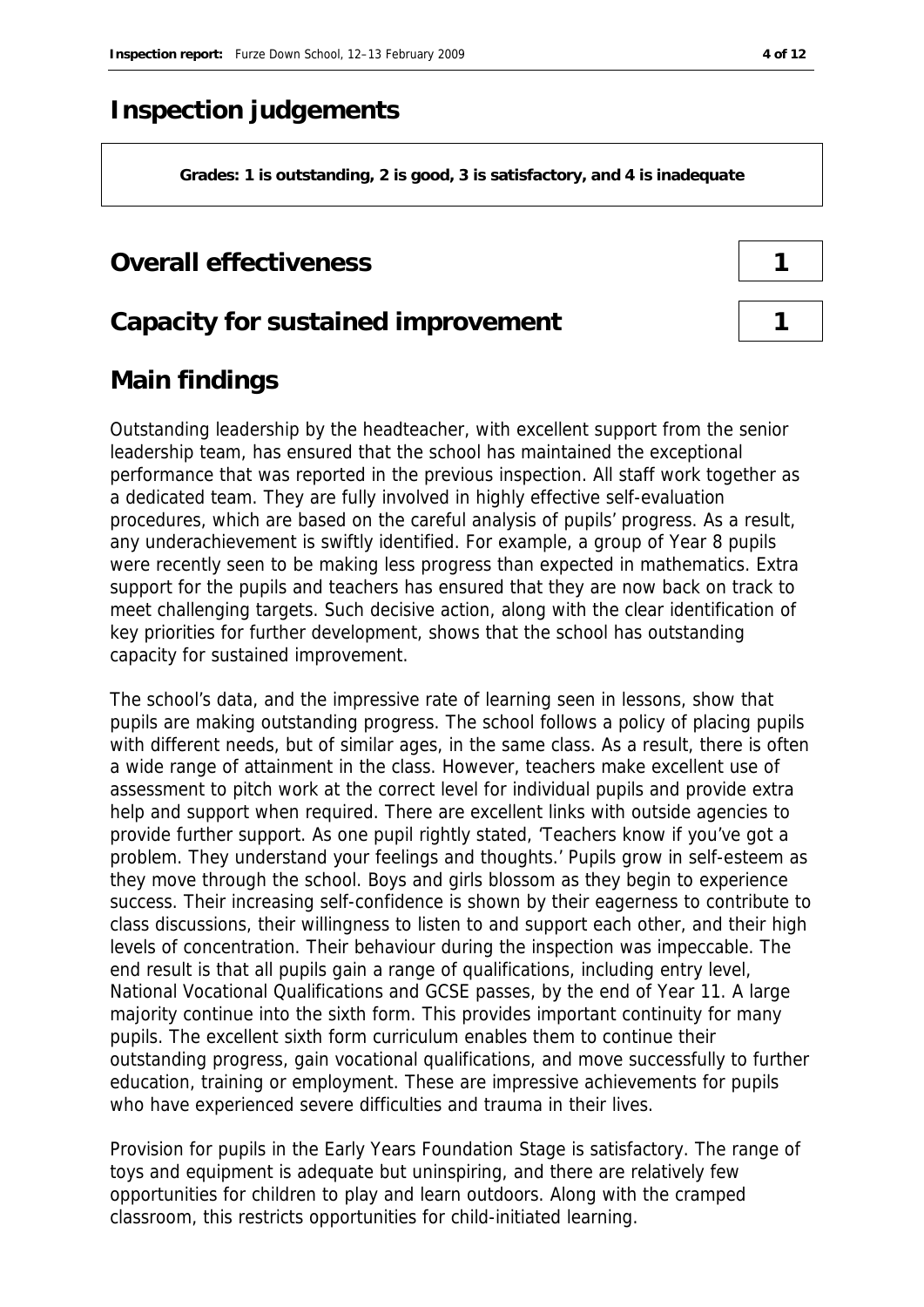# Inspection judgements

**Grades: 1 is outstanding, 2 is good, 3 is satisfactory, and 4 is inadequate**

## Overall effectiveness — 1

## Capacity for sustained improvement — 1

## Main findings

Outstanding leadership by the headteacher, with excellent support from the senior leadership team, has ensured that the school has maintained the exceptional performance that was reported in the previous inspection. All staff work together as a dedicated team. They are fully involved in highly effective self-evaluation procedures, which are based on the careful analysis of pupils' progress. As a result, any underachievement is swiftly identified. For example, a group of Year 8 pupils were recently seen to be making less progress than expected in mathematics. Extra support for the pupils and teachers has ensured that they are now back on track to meet challenging targets. Such decisive action, along with the clear identification of key priorities for further development, shows that the school has outstanding capacity for sustained improvement.

The school's data, and the impressive rate of learning seen in lessons, show that pupils are making outstanding progress. The school follows a policy of placing pupils with different needs, but of similar ages, in the same class. As a result, there is often a wide range of attainment in the class. However, teachers make excellent use of assessment to pitch work at the correct level for individual pupils and provide extra help and support when required. There are excellent links with outside agencies to provide further support. As one pupil rightly stated, 'Teachers know if you've got a problem. They understand your feelings and thoughts.' Pupils grow in self-esteem as they move through the school. Boys and girls blossom as they begin to experience success. Their increasing self-confidence is shown by their eagerness to contribute to class discussions, their willingness to listen to and support each other, and their high levels of concentration. Their behaviour during the inspection was impeccable. The end result is that all pupils gain a range of qualifications, including entry level, National Vocational Qualifications and GCSE passes, by the end of Year 11. A large majority continue into the sixth form. This provides important continuity for many pupils. The excellent sixth form curriculum enables them to continue their outstanding progress, gain vocational qualifications, and move successfully to further education, training or employment. These are impressive achievements for pupils who have experienced severe difficulties and trauma in their lives.

Provision for pupils in the Early Years Foundation Stage is satisfactory. The range of toys and equipment is adequate but uninspiring, and there are relatively few opportunities for children to play and learn outdoors. Along with the cramped classroom, this restricts opportunities for child-initiated learning.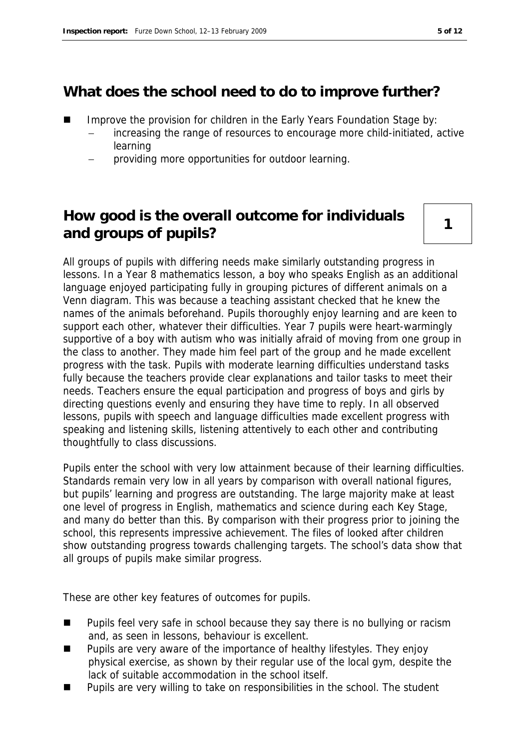## What does the school need to do to improve further?

- Improve the provision for children in the Early Years Foundation Stage by:
  - increasing the range of resources to encourage more child-initiated, active learning
  - providing more opportunities for outdoor learning.

## How good is the overall outcome for individuals and groups of pupils?

**1**

All groups of pupils with differing needs make similarly outstanding progress in lessons. In a Year 8 mathematics lesson, a boy who speaks English as an additional language enjoyed participating fully in grouping pictures of different animals on a Venn diagram. This was because a teaching assistant checked that he knew the names of the animals beforehand. Pupils thoroughly enjoy learning and are keen to support each other, whatever their difficulties. Year 7 pupils were heart-warmingly supportive of a boy with autism who was initially afraid of moving from one group in the class to another. They made him feel part of the group and he made excellent progress with the task. Pupils with moderate learning difficulties understand tasks fully because the teachers provide clear explanations and tailor tasks to meet their needs. Teachers ensure the equal participation and progress of boys and girls by directing questions evenly and ensuring they have time to reply. In all observed lessons, pupils with speech and language difficulties made excellent progress with speaking and listening skills, listening attentively to each other and contributing thoughtfully to class discussions.

Pupils enter the school with very low attainment because of their learning difficulties. Standards remain very low in all years by comparison with overall national figures, but pupils' learning and progress are outstanding. The large majority make at least one level of progress in English, mathematics and science during each Key Stage, and many do better than this. By comparison with their progress prior to joining the school, this represents impressive achievement. The files of looked after children show outstanding progress towards challenging targets. The school's data show that all groups of pupils make similar progress.

These are other key features of outcomes for pupils.

- Pupils feel very safe in school because they say there is no bullying or racism and, as seen in lessons, behaviour is excellent.
- Pupils are very aware of the importance of healthy lifestyles. They enjoy physical exercise, as shown by their regular use of the local gym, despite the lack of suitable accommodation in the school itself.
- Pupils are very willing to take on responsibilities in the school. The student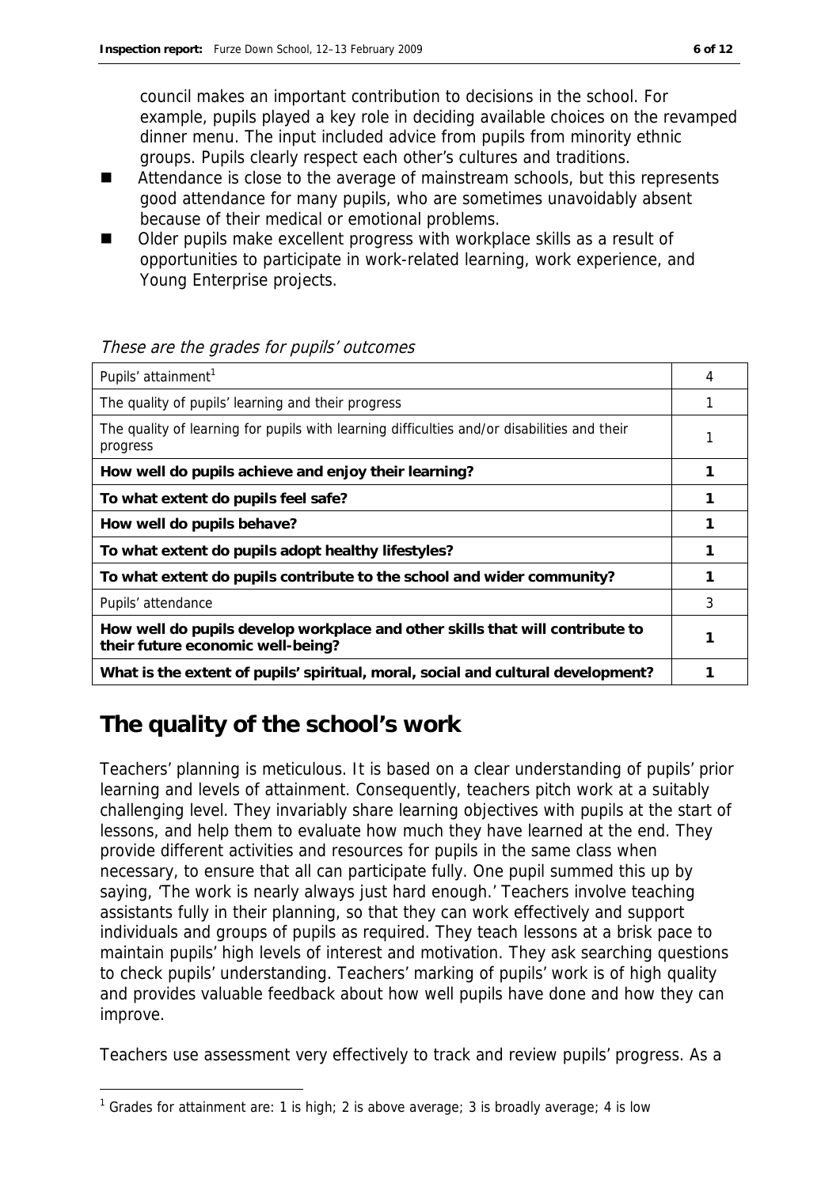council makes an important contribution to decisions in the school. For example, pupils played a key role in deciding available choices on the revamped dinner menu. The input included advice from pupils from minority ethnic groups. Pupils clearly respect each other's cultures and traditions.

- Attendance is close to the average of mainstream schools, but this represents good attendance for many pupils, who are sometimes unavoidably absent because of their medical or emotional problems.
- Older pupils make excellent progress with workplace skills as a result of opportunities to participate in work-related learning, work experience, and Young Enterprise projects.

*These are the grades for pupils' outcomes*

| | |
|---|---|
| Pupils' attainment[1] | 4 |
| The quality of pupils' learning and their progress | 1 |
| The quality of learning for pupils with learning difficulties and/or disabilities and their progress | 1 |
| **How well do pupils achieve and enjoy their learning?** | **1** |
| **To what extent do pupils feel safe?** | **1** |
| **How well do pupils behave?** | **1** |
| **To what extent do pupils adopt healthy lifestyles?** | **1** |
| **To what extent do pupils contribute to the school and wider community?** | **1** |
| Pupils' attendance | 3 |
| **How well do pupils develop workplace and other skills that will contribute to their future economic well-being?** | **1** |
| **What is the extent of pupils' spiritual, moral, social and cultural development?** | **1** |

## The quality of the school's work

Teachers' planning is meticulous. It is based on a clear understanding of pupils' prior learning and levels of attainment. Consequently, teachers pitch work at a suitably challenging level. They invariably share learning objectives with pupils at the start of lessons, and help them to evaluate how much they have learned at the end. They provide different activities and resources for pupils in the same class when necessary, to ensure that all can participate fully. One pupil summed this up by saying, 'The work is nearly always just hard enough.' Teachers involve teaching assistants fully in their planning, so that they can work effectively and support individuals and groups of pupils as required. They teach lessons at a brisk pace to maintain pupils' high levels of interest and motivation. They ask searching questions to check pupils' understanding. Teachers' marking of pupils' work is of high quality and provides valuable feedback about how well pupils have done and how they can improve.

Teachers use assessment very effectively to track and review pupils' progress. As a

[1] Grades for attainment are: 1 is high; 2 is above average; 3 is broadly average; 4 is low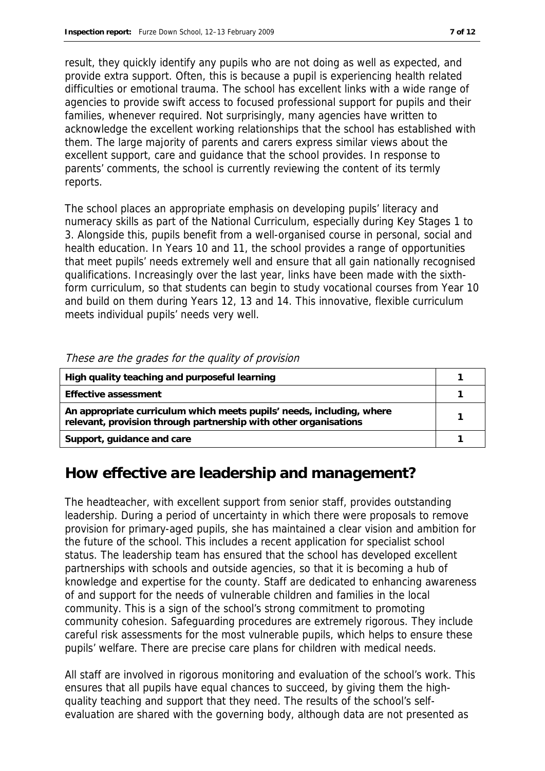result, they quickly identify any pupils who are not doing as well as expected, and provide extra support. Often, this is because a pupil is experiencing health related difficulties or emotional trauma. The school has excellent links with a wide range of agencies to provide swift access to focused professional support for pupils and their families, whenever required. Not surprisingly, many agencies have written to acknowledge the excellent working relationships that the school has established with them. The large majority of parents and carers express similar views about the excellent support, care and guidance that the school provides. In response to parents' comments, the school is currently reviewing the content of its termly reports.

The school places an appropriate emphasis on developing pupils' literacy and numeracy skills as part of the National Curriculum, especially during Key Stages 1 to 3. Alongside this, pupils benefit from a well-organised course in personal, social and health education. In Years 10 and 11, the school provides a range of opportunities that meet pupils' needs extremely well and ensure that all gain nationally recognised qualifications. Increasingly over the last year, links have been made with the sixth-form curriculum, so that students can begin to study vocational courses from Year 10 and build on them during Years 12, 13 and 14. This innovative, flexible curriculum meets individual pupils' needs very well.

*These are the grades for the quality of provision*

| | |
|---|---|
| **High quality teaching and purposeful learning** | 1 |
| **Effective assessment** | 1 |
| **An appropriate curriculum which meets pupils' needs, including, where relevant, provision through partnership with other organisations** | 1 |
| **Support, guidance and care** | 1 |

## How effective are leadership and management?

The headteacher, with excellent support from senior staff, provides outstanding leadership. During a period of uncertainty in which there were proposals to remove provision for primary-aged pupils, she has maintained a clear vision and ambition for the future of the school. This includes a recent application for specialist school status. The leadership team has ensured that the school has developed excellent partnerships with schools and outside agencies, so that it is becoming a hub of knowledge and expertise for the county. Staff are dedicated to enhancing awareness of and support for the needs of vulnerable children and families in the local community. This is a sign of the school's strong commitment to promoting community cohesion. Safeguarding procedures are extremely rigorous. They include careful risk assessments for the most vulnerable pupils, which helps to ensure these pupils' welfare. There are precise care plans for children with medical needs.

All staff are involved in rigorous monitoring and evaluation of the school's work. This ensures that all pupils have equal chances to succeed, by giving them the high-quality teaching and support that they need. The results of the school's self-evaluation are shared with the governing body, although data are not presented as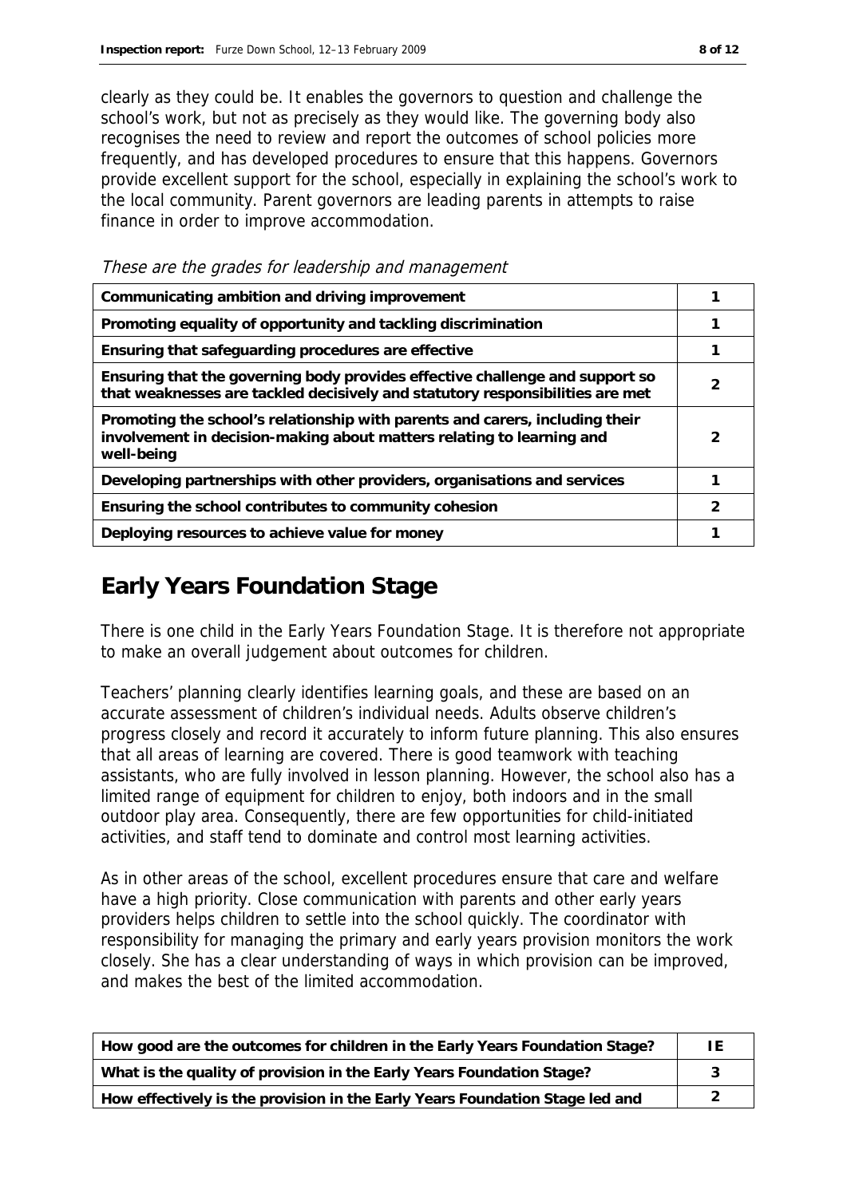clearly as they could be. It enables the governors to question and challenge the school's work, but not as precisely as they would like. The governing body also recognises the need to review and report the outcomes of school policies more frequently, and has developed procedures to ensure that this happens. Governors provide excellent support for the school, especially in explaining the school's work to the local community. Parent governors are leading parents in attempts to raise finance in order to improve accommodation.

*These are the grades for leadership and management*

| | |
|---|---|
| **Communicating ambition and driving improvement** | 1 |
| **Promoting equality of opportunity and tackling discrimination** | 1 |
| **Ensuring that safeguarding procedures are effective** | 1 |
| **Ensuring that the governing body provides effective challenge and support so that weaknesses are tackled decisively and statutory responsibilities are met** | 2 |
| **Promoting the school's relationship with parents and carers, including their involvement in decision-making about matters relating to learning and well-being** | 2 |
| **Developing partnerships with other providers, organisations and services** | 1 |
| **Ensuring the school contributes to community cohesion** | 2 |
| **Deploying resources to achieve value for money** | 1 |

## Early Years Foundation Stage

There is one child in the Early Years Foundation Stage. It is therefore not appropriate to make an overall judgement about outcomes for children.

Teachers' planning clearly identifies learning goals, and these are based on an accurate assessment of children's individual needs. Adults observe children's progress closely and record it accurately to inform future planning. This also ensures that all areas of learning are covered. There is good teamwork with teaching assistants, who are fully involved in lesson planning. However, the school also has a limited range of equipment for children to enjoy, both indoors and in the small outdoor play area. Consequently, there are few opportunities for child-initiated activities, and staff tend to dominate and control most learning activities.

As in other areas of the school, excellent procedures ensure that care and welfare have a high priority. Close communication with parents and other early years providers helps children to settle into the school quickly. The coordinator with responsibility for managing the primary and early years provision monitors the work closely. She has a clear understanding of ways in which provision can be improved, and makes the best of the limited accommodation.

| | |
|---|---|
| **How good are the outcomes for children in the Early Years Foundation Stage?** | IE |
| **What is the quality of provision in the Early Years Foundation Stage?** | 3 |
| **How effectively is the provision in the Early Years Foundation Stage led and** | 2 |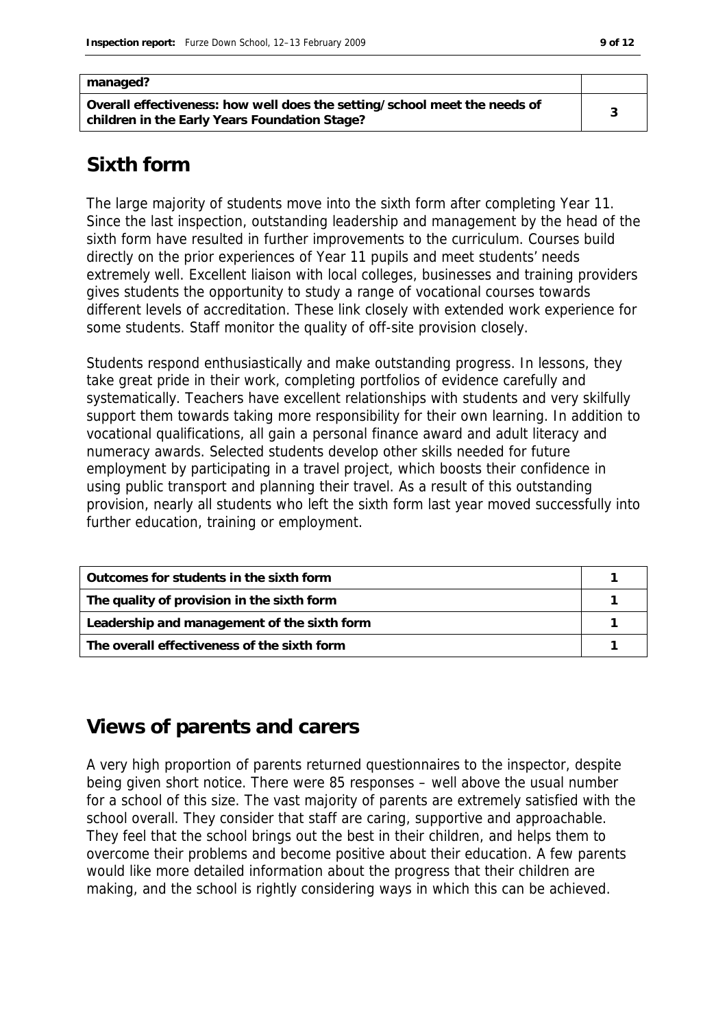| managed? | |
|---|---|
| Overall effectiveness: how well does the setting/school meet the needs of children in the Early Years Foundation Stage? | 3 |

## Sixth form

The large majority of students move into the sixth form after completing Year 11. Since the last inspection, outstanding leadership and management by the head of the sixth form have resulted in further improvements to the curriculum. Courses build directly on the prior experiences of Year 11 pupils and meet students' needs extremely well. Excellent liaison with local colleges, businesses and training providers gives students the opportunity to study a range of vocational courses towards different levels of accreditation. These link closely with extended work experience for some students. Staff monitor the quality of off-site provision closely.

Students respond enthusiastically and make outstanding progress. In lessons, they take great pride in their work, completing portfolios of evidence carefully and systematically. Teachers have excellent relationships with students and very skilfully support them towards taking more responsibility for their own learning. In addition to vocational qualifications, all gain a personal finance award and adult literacy and numeracy awards. Selected students develop other skills needed for future employment by participating in a travel project, which boosts their confidence in using public transport and planning their travel. As a result of this outstanding provision, nearly all students who left the sixth form last year moved successfully into further education, training or employment.

| Outcomes for students in the sixth form | 1 |
|---|---|
| The quality of provision in the sixth form | 1 |
| Leadership and management of the sixth form | 1 |
| The overall effectiveness of the sixth form | 1 |

## Views of parents and carers

A very high proportion of parents returned questionnaires to the inspector, despite being given short notice. There were 85 responses – well above the usual number for a school of this size. The vast majority of parents are extremely satisfied with the school overall. They consider that staff are caring, supportive and approachable. They feel that the school brings out the best in their children, and helps them to overcome their problems and become positive about their education. A few parents would like more detailed information about the progress that their children are making, and the school is rightly considering ways in which this can be achieved.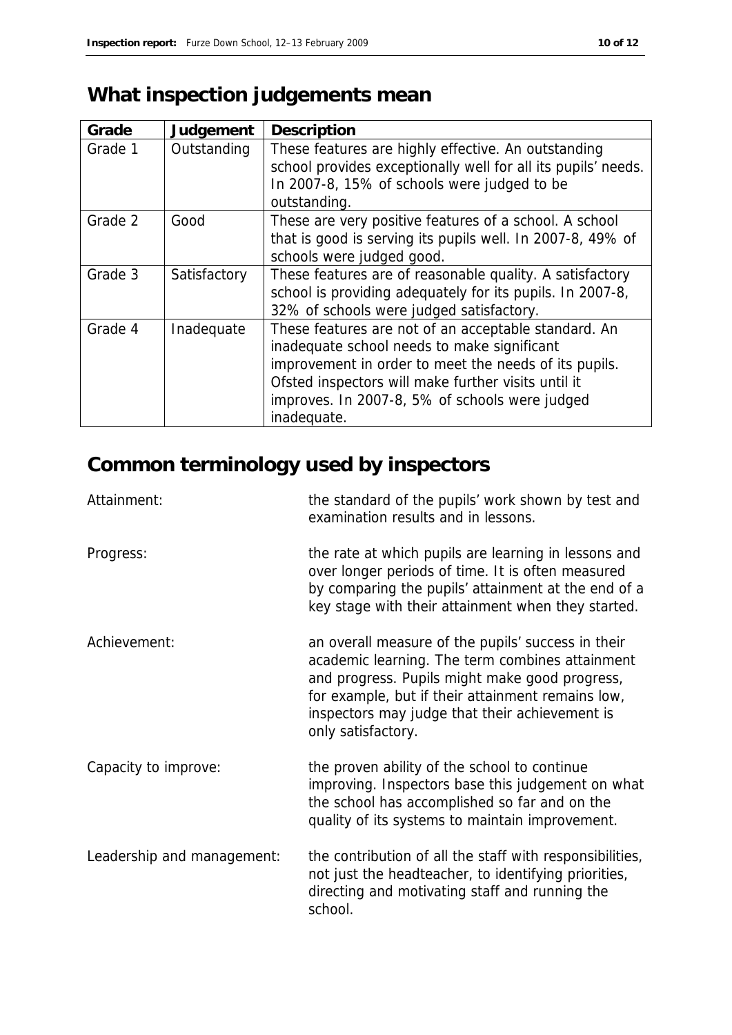## What inspection judgements mean

| Grade | Judgement | Description |
|---|---|---|
| Grade 1 | Outstanding | These features are highly effective. An outstanding school provides exceptionally well for all its pupils' needs. In 2007-8, 15% of schools were judged to be outstanding. |
| Grade 2 | Good | These are very positive features of a school. A school that is good is serving its pupils well. In 2007-8, 49% of schools were judged good. |
| Grade 3 | Satisfactory | These features are of reasonable quality. A satisfactory school is providing adequately for its pupils. In 2007-8, 32% of schools were judged satisfactory. |
| Grade 4 | Inadequate | These features are not of an acceptable standard. An inadequate school needs to make significant improvement in order to meet the needs of its pupils. Ofsted inspectors will make further visits until it improves. In 2007-8, 5% of schools were judged inadequate. |

## Common terminology used by inspectors

Attainment: the standard of the pupils' work shown by test and examination results and in lessons.

Progress: the rate at which pupils are learning in lessons and over longer periods of time. It is often measured by comparing the pupils' attainment at the end of a key stage with their attainment when they started.

Achievement: an overall measure of the pupils' success in their academic learning. The term combines attainment and progress. Pupils might make good progress, for example, but if their attainment remains low, inspectors may judge that their achievement is only satisfactory.

Capacity to improve: the proven ability of the school to continue improving. Inspectors base this judgement on what the school has accomplished so far and on the quality of its systems to maintain improvement.

Leadership and management: the contribution of all the staff with responsibilities, not just the headteacher, to identifying priorities, directing and motivating staff and running the school.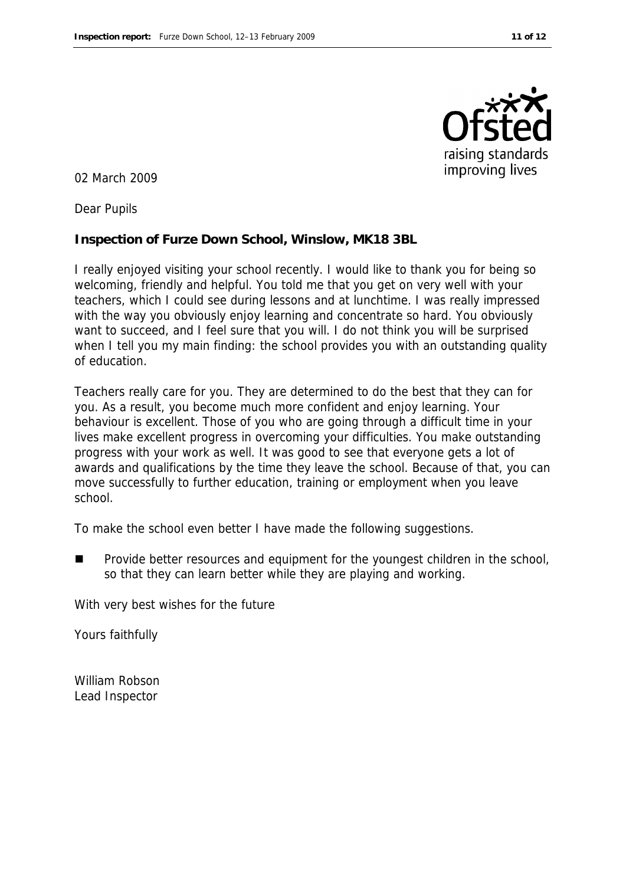02 March 2009

Dear Pupils

**Inspection of Furze Down School, Winslow, MK18 3BL**

I really enjoyed visiting your school recently. I would like to thank you for being so welcoming, friendly and helpful. You told me that you get on very well with your teachers, which I could see during lessons and at lunchtime. I was really impressed with the way you obviously enjoy learning and concentrate so hard. You obviously want to succeed, and I feel sure that you will. I do not think you will be surprised when I tell you my main finding: the school provides you with an outstanding quality of education.

Teachers really care for you. They are determined to do the best that they can for you. As a result, you become much more confident and enjoy learning. Your behaviour is excellent. Those of you who are going through a difficult time in your lives make excellent progress in overcoming your difficulties. You make outstanding progress with your work as well. It was good to see that everyone gets a lot of awards and qualifications by the time they leave the school. Because of that, you can move successfully to further education, training or employment when you leave school.

To make the school even better I have made the following suggestions.

- Provide better resources and equipment for the youngest children in the school, so that they can learn better while they are playing and working.

With very best wishes for the future

Yours faithfully

William Robson
Lead Inspector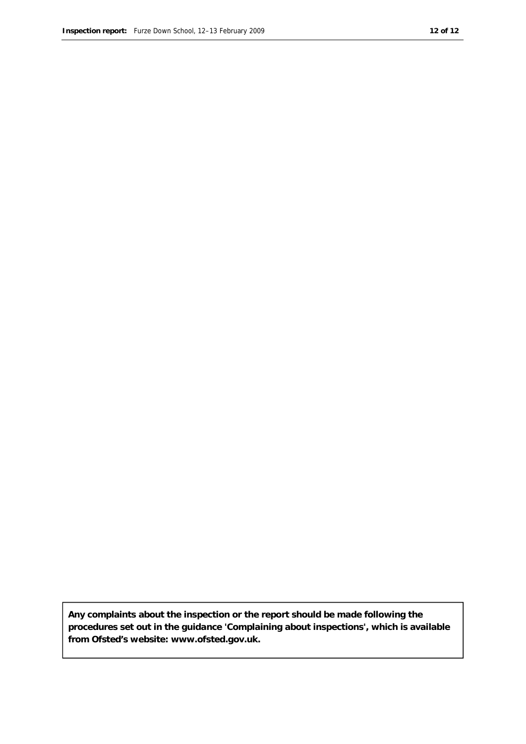**Any complaints about the inspection or the report should be made following the procedures set out in the guidance 'Complaining about inspections', which is available from Ofsted's website: www.ofsted.gov.uk.**